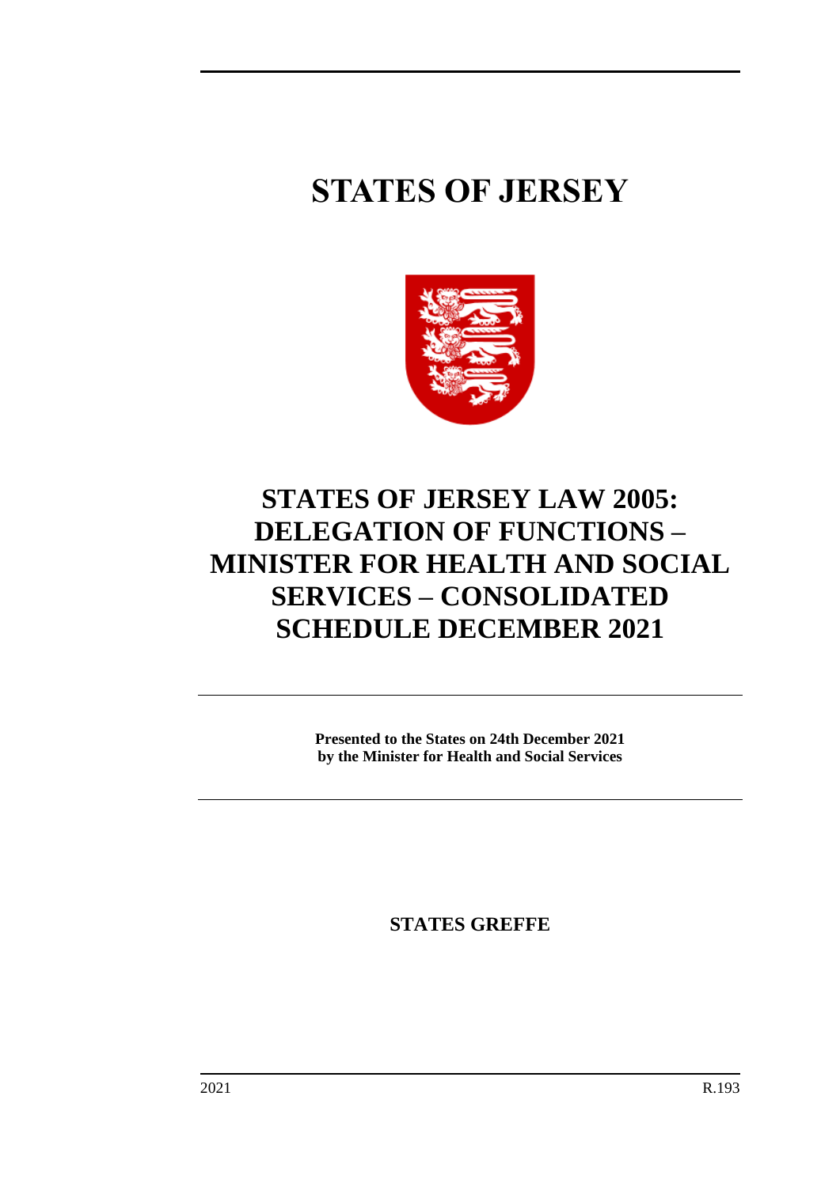# STATES OF JERSEY

# STATES OF JERSEY LAW 2005: DELEGATION OF FUNCTIONS – MINISTER FOR HEALTH AND SOCIAL SERVICES – CONSOLIDATED SCHEDULE DECEMBER 2021

**Presented to the States on 24th December 2021**
**by the Minister for Health and Social Services**

**STATES GREFFE**

2021 R.193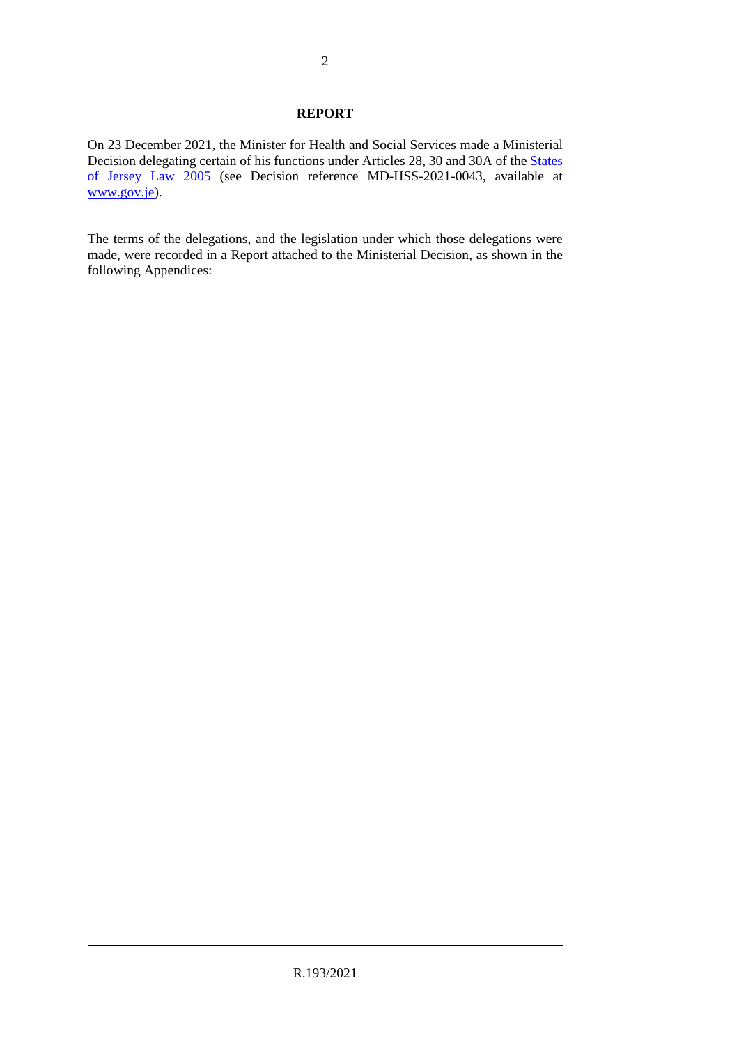**REPORT**

On 23 December 2021, the Minister for Health and Social Services made a Ministerial Decision delegating certain of his functions under Articles 28, 30 and 30A of the States of Jersey Law 2005 (see Decision reference MD-HSS-2021-0043, available at www.gov.je).

The terms of the delegations, and the legislation under which those delegations were made, were recorded in a Report attached to the Ministerial Decision, as shown in the following Appendices: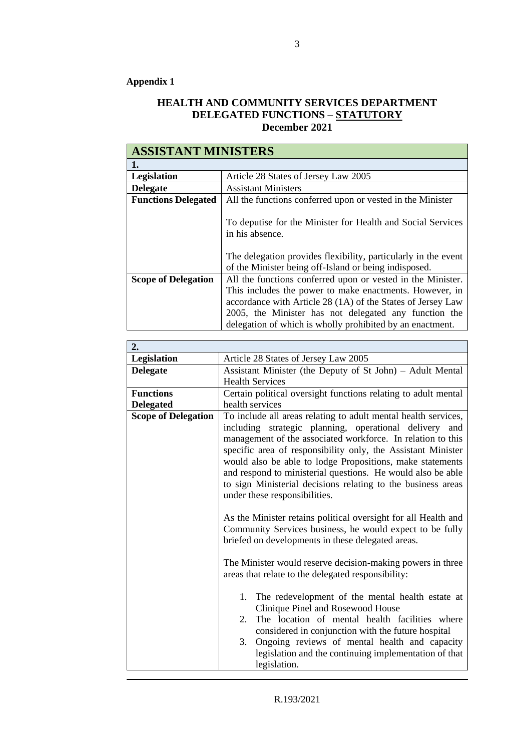**Appendix 1**

**HEALTH AND COMMUNITY SERVICES DEPARTMENT**
**DELEGATED FUNCTIONS – STATUTORY**
**December 2021**

| **ASSISTANT MINISTERS** | |
|---|---|
| **1.** | |
| **Legislation** | Article 28 States of Jersey Law 2005 |
| **Delegate** | Assistant Ministers |
| **Functions Delegated** | All the functions conferred upon or vested in the Minister<br><br>To deputise for the Minister for Health and Social Services in his absence.<br><br>The delegation provides flexibility, particularly in the event of the Minister being off-Island or being indisposed. |
| **Scope of Delegation** | All the functions conferred upon or vested in the Minister. This includes the power to make enactments. However, in accordance with Article 28 (1A) of the States of Jersey Law 2005, the Minister has not delegated any function the delegation of which is wholly prohibited by an enactment. |

| **2.** | |
|---|---|
| **Legislation** | Article 28 States of Jersey Law 2005 |
| **Delegate** | Assistant Minister (the Deputy of St John) – Adult Mental Health Services |
| **Functions Delegated** | Certain political oversight functions relating to adult mental health services |
| **Scope of Delegation** | To include all areas relating to adult mental health services, including strategic planning, operational delivery and management of the associated workforce. In relation to this specific area of responsibility only, the Assistant Minister would also be able to lodge Propositions, make statements and respond to ministerial questions. He would also be able to sign Ministerial decisions relating to the business areas under these responsibilities.<br><br>As the Minister retains political oversight for all Health and Community Services business, he would expect to be fully briefed on developments in these delegated areas.<br><br>The Minister would reserve decision-making powers in three areas that relate to the delegated responsibility:<br><br>1. The redevelopment of the mental health estate at Clinique Pinel and Rosewood House<br>2. The location of mental health facilities where considered in conjunction with the future hospital<br>3. Ongoing reviews of mental health and capacity legislation and the continuing implementation of that legislation. |

R.193/2021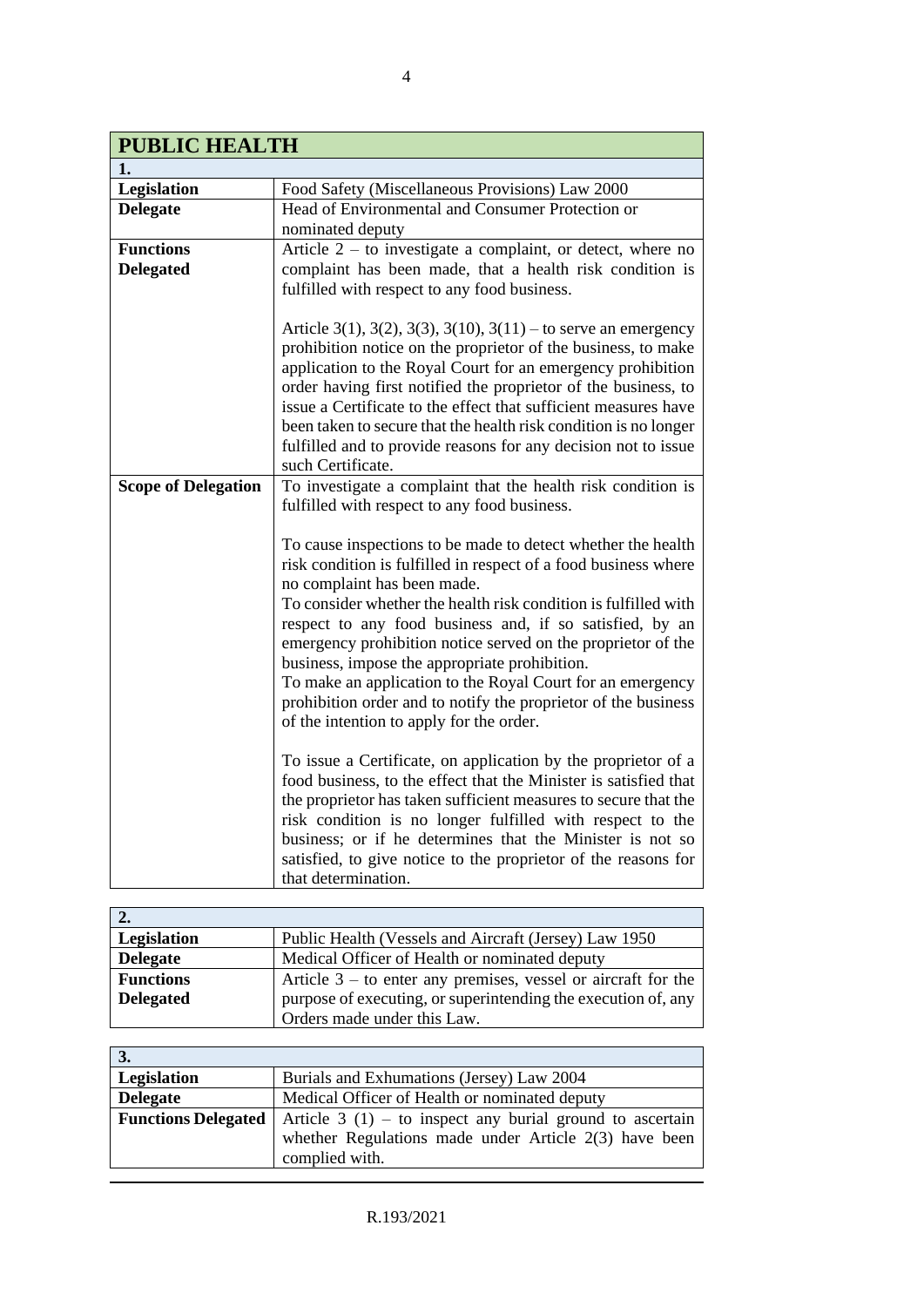## PUBLIC HEALTH

| 1. | |
|---|---|
| **Legislation** | Food Safety (Miscellaneous Provisions) Law 2000 |
| **Delegate** | Head of Environmental and Consumer Protection or nominated deputy |
| **Functions Delegated** | Article 2 – to investigate a complaint, or detect, where no complaint has been made, that a health risk condition is fulfilled with respect to any food business.<br><br>Article 3(1), 3(2), 3(3), 3(10), 3(11) – to serve an emergency prohibition notice on the proprietor of the business, to make application to the Royal Court for an emergency prohibition order having first notified the proprietor of the business, to issue a Certificate to the effect that sufficient measures have been taken to secure that the health risk condition is no longer fulfilled and to provide reasons for any decision not to issue such Certificate. |
| **Scope of Delegation** | To investigate a complaint that the health risk condition is fulfilled with respect to any food business.<br><br>To cause inspections to be made to detect whether the health risk condition is fulfilled in respect of a food business where no complaint has been made.<br>To consider whether the health risk condition is fulfilled with respect to any food business and, if so satisfied, by an emergency prohibition notice served on the proprietor of the business, impose the appropriate prohibition.<br>To make an application to the Royal Court for an emergency prohibition order and to notify the proprietor of the business of the intention to apply for the order.<br><br>To issue a Certificate, on application by the proprietor of a food business, to the effect that the Minister is satisfied that the proprietor has taken sufficient measures to secure that the risk condition is no longer fulfilled with respect to the business; or if he determines that the Minister is not so satisfied, to give notice to the proprietor of the reasons for that determination. |

| 2. | |
|---|---|
| **Legislation** | Public Health (Vessels and Aircraft (Jersey) Law 1950 |
| **Delegate** | Medical Officer of Health or nominated deputy |
| **Functions Delegated** | Article 3 – to enter any premises, vessel or aircraft for the purpose of executing, or superintending the execution of, any Orders made under this Law. |

| 3. | |
|---|---|
| **Legislation** | Burials and Exhumations (Jersey) Law 2004 |
| **Delegate** | Medical Officer of Health or nominated deputy |
| **Functions Delegated** | Article 3 (1) – to inspect any burial ground to ascertain whether Regulations made under Article 2(3) have been complied with. |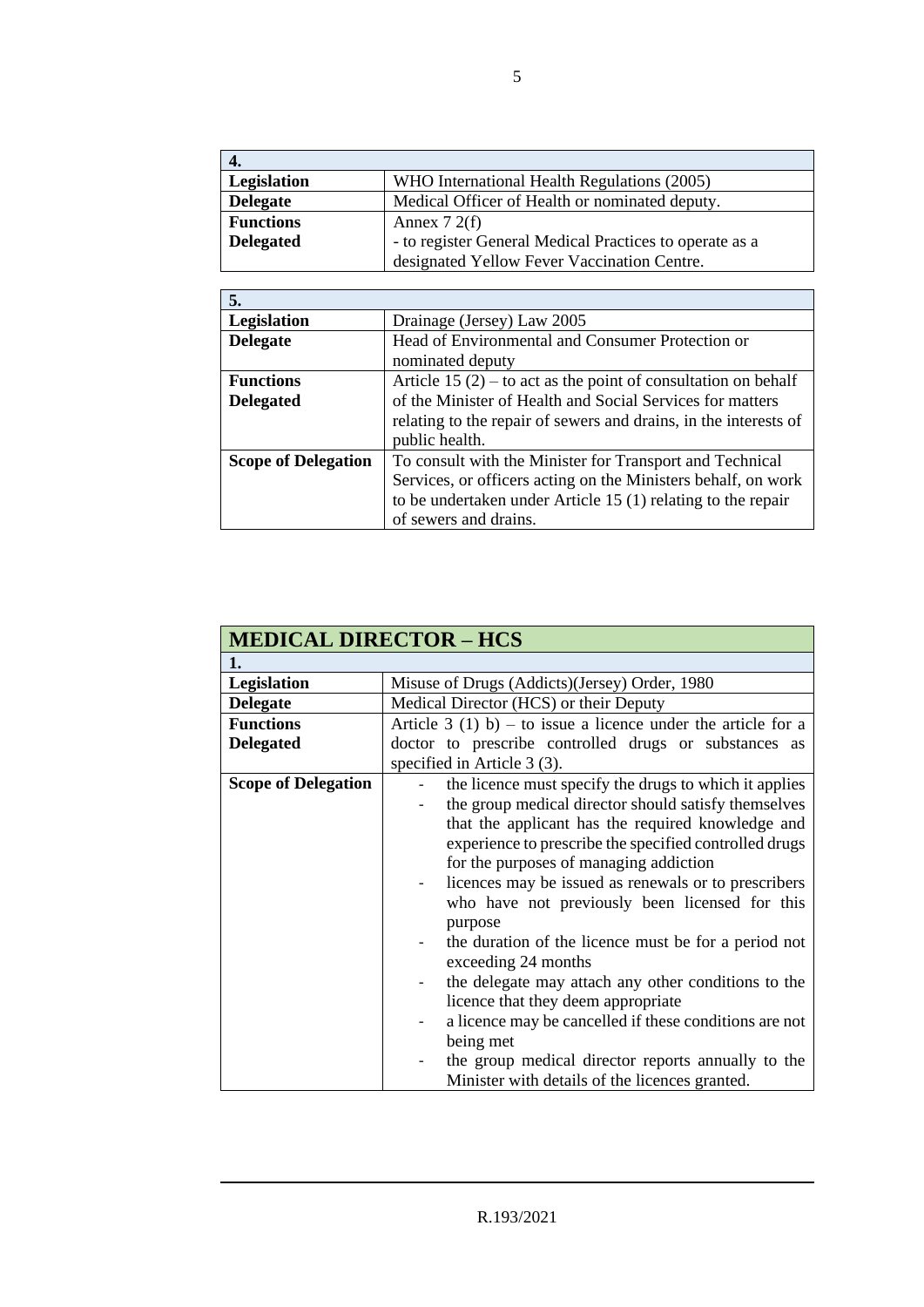| 4. | |
|---|---|
| **Legislation** | WHO International Health Regulations (2005) |
| **Delegate** | Medical Officer of Health or nominated deputy. |
| **Functions Delegated** | Annex 7 2(f)<br>- to register General Medical Practices to operate as a designated Yellow Fever Vaccination Centre. |

| 5. | |
|---|---|
| **Legislation** | Drainage (Jersey) Law 2005 |
| **Delegate** | Head of Environmental and Consumer Protection or nominated deputy |
| **Functions Delegated** | Article 15 (2) – to act as the point of consultation on behalf of the Minister of Health and Social Services for matters relating to the repair of sewers and drains, in the interests of public health. |
| **Scope of Delegation** | To consult with the Minister for Transport and Technical Services, or officers acting on the Ministers behalf, on work to be undertaken under Article 15 (1) relating to the repair of sewers and drains. |

## MEDICAL DIRECTOR – HCS

| 1. | |
|---|---|
| **Legislation** | Misuse of Drugs (Addicts)(Jersey) Order, 1980 |
| **Delegate** | Medical Director (HCS) or their Deputy |
| **Functions Delegated** | Article 3 (1) b) – to issue a licence under the article for a doctor to prescribe controlled drugs or substances as specified in Article 3 (3). |
| **Scope of Delegation** | - the licence must specify the drugs to which it applies<br>- the group medical director should satisfy themselves that the applicant has the required knowledge and experience to prescribe the specified controlled drugs for the purposes of managing addiction<br>- licences may be issued as renewals or to prescribers who have not previously been licensed for this purpose<br>- the duration of the licence must be for a period not exceeding 24 months<br>- the delegate may attach any other conditions to the licence that they deem appropriate<br>- a licence may be cancelled if these conditions are not being met<br>- the group medical director reports annually to the Minister with details of the licences granted. |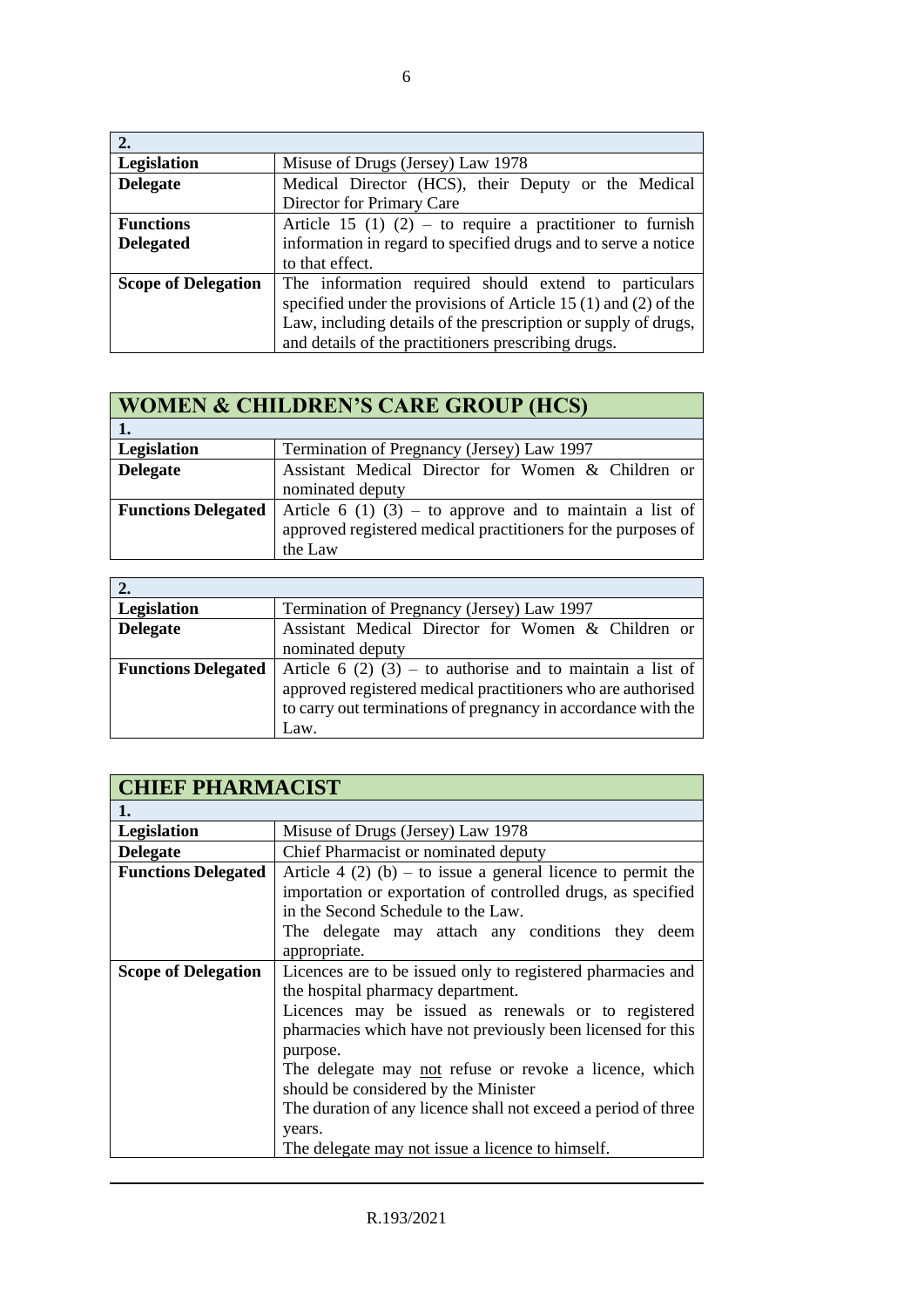| 2. | |
|---|---|
| **Legislation** | Misuse of Drugs (Jersey) Law 1978 |
| **Delegate** | Medical Director (HCS), their Deputy or the Medical Director for Primary Care |
| **Functions Delegated** | Article 15 (1) (2) – to require a practitioner to furnish information in regard to specified drugs and to serve a notice to that effect. |
| **Scope of Delegation** | The information required should extend to particulars specified under the provisions of Article 15 (1) and (2) of the Law, including details of the prescription or supply of drugs, and details of the practitioners prescribing drugs. |

## WOMEN & CHILDREN'S CARE GROUP (HCS)

| 1. | |
|---|---|
| **Legislation** | Termination of Pregnancy (Jersey) Law 1997 |
| **Delegate** | Assistant Medical Director for Women & Children or nominated deputy |
| **Functions Delegated** | Article 6 (1) (3) – to approve and to maintain a list of approved registered medical practitioners for the purposes of the Law |

| 2. | |
|---|---|
| **Legislation** | Termination of Pregnancy (Jersey) Law 1997 |
| **Delegate** | Assistant Medical Director for Women & Children or nominated deputy |
| **Functions Delegated** | Article 6 (2) (3) – to authorise and to maintain a list of approved registered medical practitioners who are authorised to carry out terminations of pregnancy in accordance with the Law. |

## CHIEF PHARMACIST

| 1. | |
|---|---|
| **Legislation** | Misuse of Drugs (Jersey) Law 1978 |
| **Delegate** | Chief Pharmacist or nominated deputy |
| **Functions Delegated** | Article 4 (2) (b) – to issue a general licence to permit the importation or exportation of controlled drugs, as specified in the Second Schedule to the Law.<br>The delegate may attach any conditions they deem appropriate. |
| **Scope of Delegation** | Licences are to be issued only to registered pharmacies and the hospital pharmacy department.<br>Licences may be issued as renewals or to registered pharmacies which have not previously been licensed for this purpose.<br>The delegate may <u>not</u> refuse or revoke a licence, which should be considered by the Minister<br>The duration of any licence shall not exceed a period of three years.<br>The delegate may not issue a licence to himself. |

R.193/2021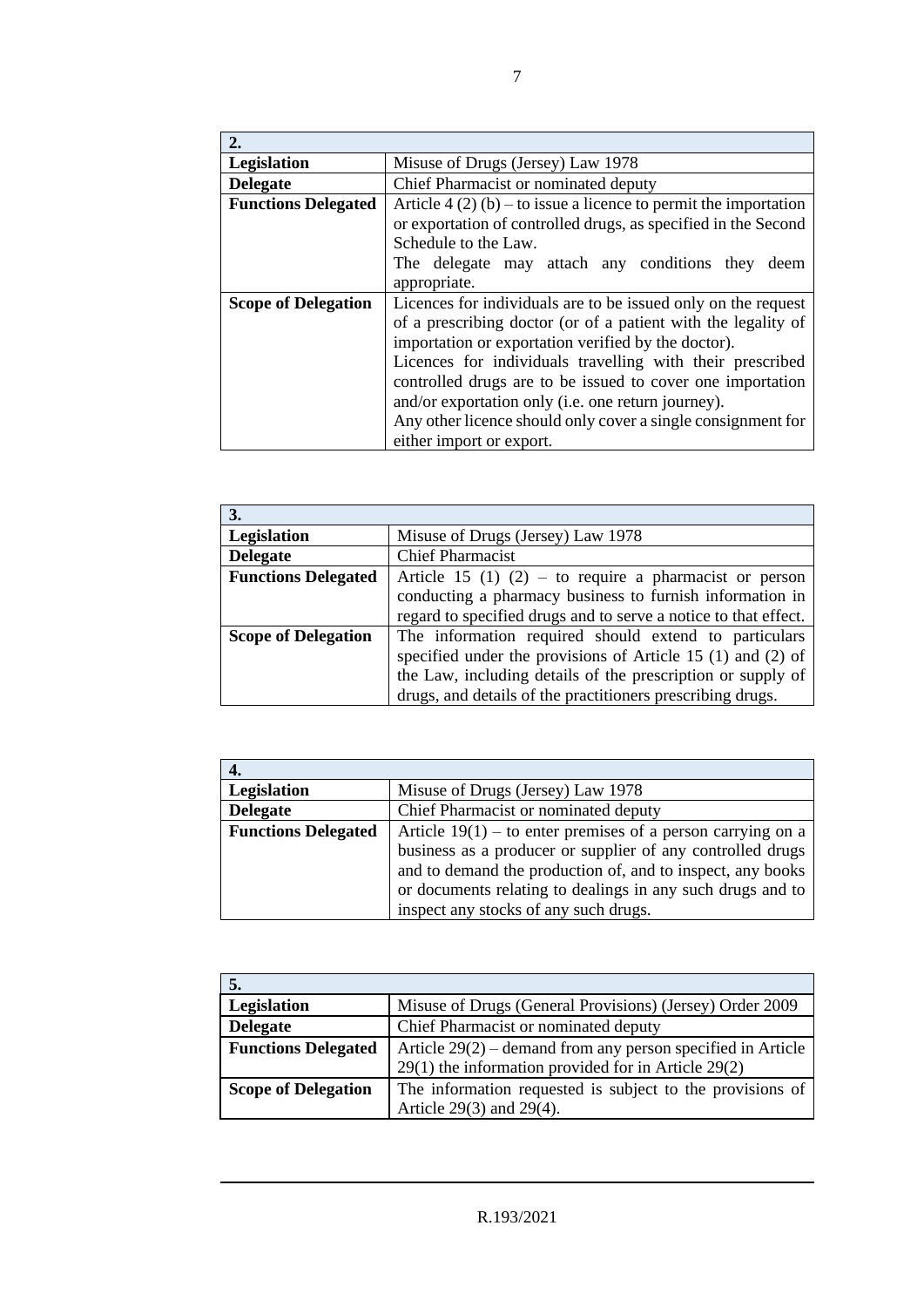| 2. | |
|---|---|
| **Legislation** | Misuse of Drugs (Jersey) Law 1978 |
| **Delegate** | Chief Pharmacist or nominated deputy |
| **Functions Delegated** | Article 4 (2) (b) – to issue a licence to permit the importation or exportation of controlled drugs, as specified in the Second Schedule to the Law.<br>The delegate may attach any conditions they deem appropriate. |
| **Scope of Delegation** | Licences for individuals are to be issued only on the request of a prescribing doctor (or of a patient with the legality of importation or exportation verified by the doctor).<br>Licences for individuals travelling with their prescribed controlled drugs are to be issued to cover one importation and/or exportation only (i.e. one return journey).<br>Any other licence should only cover a single consignment for either import or export. |

| 3. | |
|---|---|
| **Legislation** | Misuse of Drugs (Jersey) Law 1978 |
| **Delegate** | Chief Pharmacist |
| **Functions Delegated** | Article 15 (1) (2) – to require a pharmacist or person conducting a pharmacy business to furnish information in regard to specified drugs and to serve a notice to that effect. |
| **Scope of Delegation** | The information required should extend to particulars specified under the provisions of Article 15 (1) and (2) of the Law, including details of the prescription or supply of drugs, and details of the practitioners prescribing drugs. |

| 4. | |
|---|---|
| **Legislation** | Misuse of Drugs (Jersey) Law 1978 |
| **Delegate** | Chief Pharmacist or nominated deputy |
| **Functions Delegated** | Article 19(1) – to enter premises of a person carrying on a business as a producer or supplier of any controlled drugs and to demand the production of, and to inspect, any books or documents relating to dealings in any such drugs and to inspect any stocks of any such drugs. |

| 5. | |
|---|---|
| **Legislation** | Misuse of Drugs (General Provisions) (Jersey) Order 2009 |
| **Delegate** | Chief Pharmacist or nominated deputy |
| **Functions Delegated** | Article 29(2) – demand from any person specified in Article 29(1) the information provided for in Article 29(2) |
| **Scope of Delegation** | The information requested is subject to the provisions of Article 29(3) and 29(4). |

R.193/2021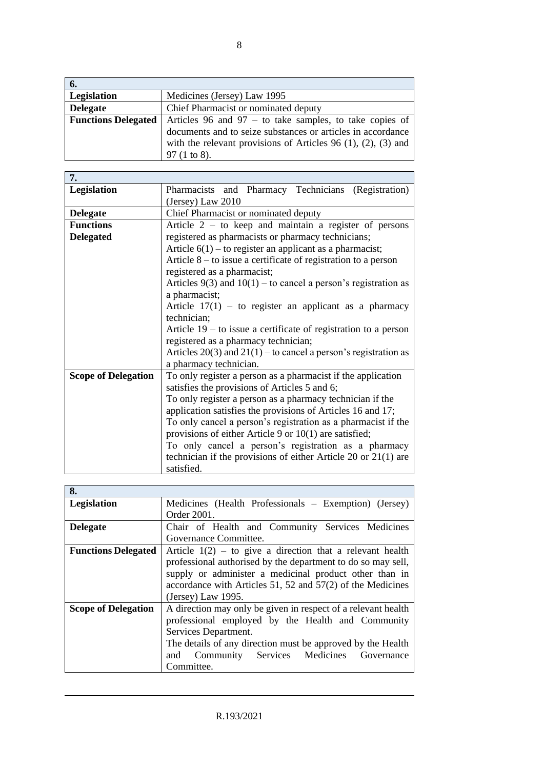| 6. | |
|---|---|
| **Legislation** | Medicines (Jersey) Law 1995 |
| **Delegate** | Chief Pharmacist or nominated deputy |
| **Functions Delegated** | Articles 96 and 97 – to take samples, to take copies of documents and to seize substances or articles in accordance with the relevant provisions of Articles 96 (1), (2), (3) and 97 (1 to 8). |

| 7. | |
|---|---|
| **Legislation** | Pharmacists and Pharmacy Technicians (Registration) (Jersey) Law 2010 |
| **Delegate** | Chief Pharmacist or nominated deputy |
| **Functions Delegated** | Article 2 – to keep and maintain a register of persons registered as pharmacists or pharmacy technicians;<br>Article 6(1) – to register an applicant as a pharmacist;<br>Article 8 – to issue a certificate of registration to a person registered as a pharmacist;<br>Articles 9(3) and 10(1) – to cancel a person's registration as a pharmacist;<br>Article 17(1) – to register an applicant as a pharmacy technician;<br>Article 19 – to issue a certificate of registration to a person registered as a pharmacy technician;<br>Articles 20(3) and 21(1) – to cancel a person's registration as a pharmacy technician. |
| **Scope of Delegation** | To only register a person as a pharmacist if the application satisfies the provisions of Articles 5 and 6;<br>To only register a person as a pharmacy technician if the application satisfies the provisions of Articles 16 and 17;<br>To only cancel a person's registration as a pharmacist if the provisions of either Article 9 or 10(1) are satisfied;<br>To only cancel a person's registration as a pharmacy technician if the provisions of either Article 20 or 21(1) are satisfied. |

| 8. | |
|---|---|
| **Legislation** | Medicines (Health Professionals – Exemption) (Jersey) Order 2001. |
| **Delegate** | Chair of Health and Community Services Medicines Governance Committee. |
| **Functions Delegated** | Article 1(2) – to give a direction that a relevant health professional authorised by the department to do so may sell, supply or administer a medicinal product other than in accordance with Articles 51, 52 and 57(2) of the Medicines (Jersey) Law 1995. |
| **Scope of Delegation** | A direction may only be given in respect of a relevant health professional employed by the Health and Community Services Department.<br>The details of any direction must be approved by the Health and Community Services Medicines Governance Committee. |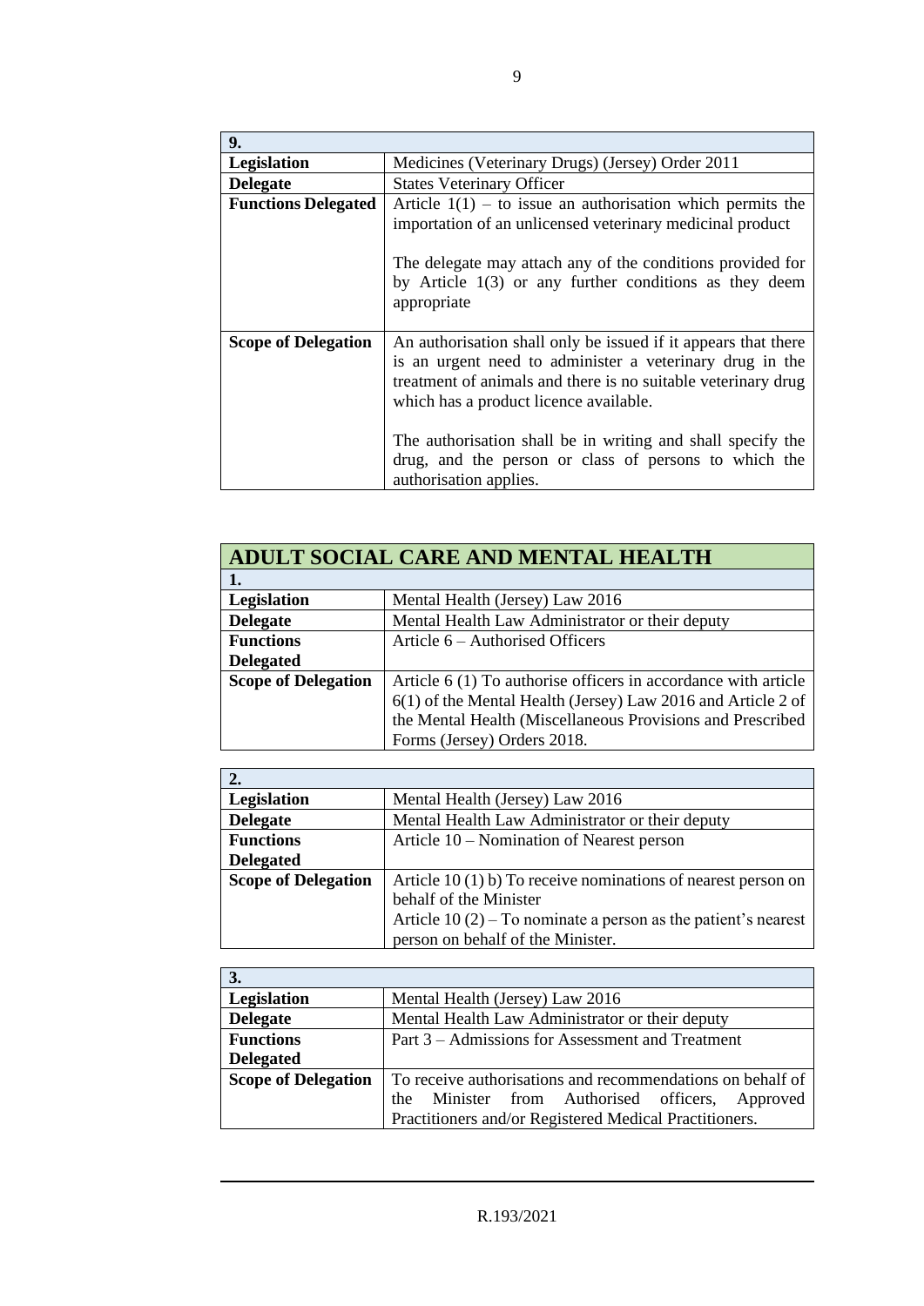| 9. | |
|---|---|
| **Legislation** | Medicines (Veterinary Drugs) (Jersey) Order 2011 |
| **Delegate** | States Veterinary Officer |
| **Functions Delegated** | Article 1(1) – to issue an authorisation which permits the importation of an unlicensed veterinary medicinal product<br><br>The delegate may attach any of the conditions provided for by Article 1(3) or any further conditions as they deem appropriate |
| **Scope of Delegation** | An authorisation shall only be issued if it appears that there is an urgent need to administer a veterinary drug in the treatment of animals and there is no suitable veterinary drug which has a product licence available.<br><br>The authorisation shall be in writing and shall specify the drug, and the person or class of persons to which the authorisation applies. |

## ADULT SOCIAL CARE AND MENTAL HEALTH

| 1. | |
|---|---|
| **Legislation** | Mental Health (Jersey) Law 2016 |
| **Delegate** | Mental Health Law Administrator or their deputy |
| **Functions Delegated** | Article 6 – Authorised Officers |
| **Scope of Delegation** | Article 6 (1) To authorise officers in accordance with article 6(1) of the Mental Health (Jersey) Law 2016 and Article 2 of the Mental Health (Miscellaneous Provisions and Prescribed Forms (Jersey) Orders 2018. |

| 2. | |
|---|---|
| **Legislation** | Mental Health (Jersey) Law 2016 |
| **Delegate** | Mental Health Law Administrator or their deputy |
| **Functions Delegated** | Article 10 – Nomination of Nearest person |
| **Scope of Delegation** | Article 10 (1) b) To receive nominations of nearest person on behalf of the Minister<br>Article 10 (2) – To nominate a person as the patient's nearest person on behalf of the Minister. |

| 3. | |
|---|---|
| **Legislation** | Mental Health (Jersey) Law 2016 |
| **Delegate** | Mental Health Law Administrator or their deputy |
| **Functions Delegated** | Part 3 – Admissions for Assessment and Treatment |
| **Scope of Delegation** | To receive authorisations and recommendations on behalf of the Minister from Authorised officers, Approved Practitioners and/or Registered Medical Practitioners. |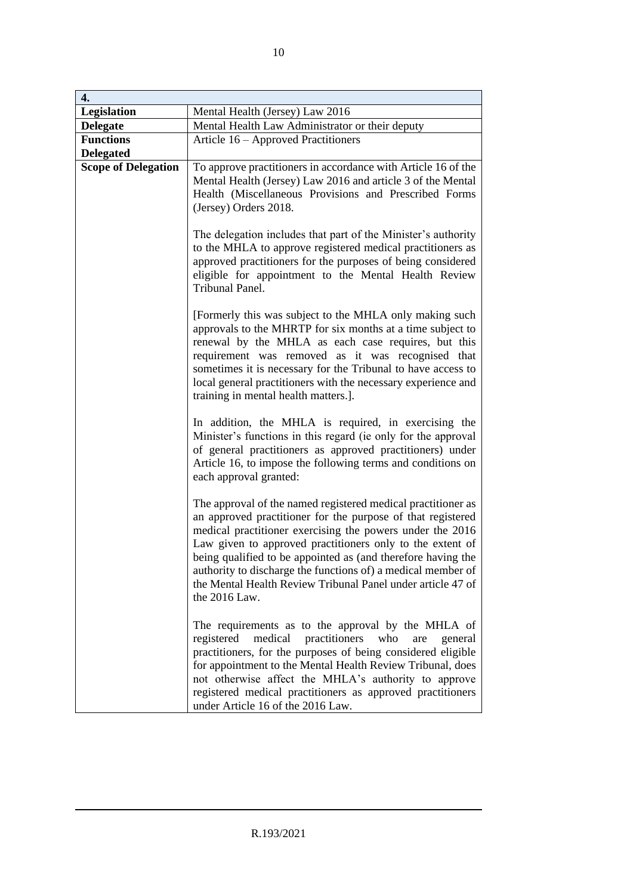| 4. | |
|---|---|
| **Legislation** | Mental Health (Jersey) Law 2016 |
| **Delegate** | Mental Health Law Administrator or their deputy |
| **Functions Delegated** | Article 16 – Approved Practitioners |
| **Scope of Delegation** | To approve practitioners in accordance with Article 16 of the Mental Health (Jersey) Law 2016 and article 3 of the Mental Health (Miscellaneous Provisions and Prescribed Forms (Jersey) Orders 2018.<br><br>The delegation includes that part of the Minister's authority to the MHLA to approve registered medical practitioners as approved practitioners for the purposes of being considered eligible for appointment to the Mental Health Review Tribunal Panel.<br><br>[Formerly this was subject to the MHLA only making such approvals to the MHRTP for six months at a time subject to renewal by the MHLA as each case requires, but this requirement was removed as it was recognised that sometimes it is necessary for the Tribunal to have access to local general practitioners with the necessary experience and training in mental health matters.].<br><br>In addition, the MHLA is required, in exercising the Minister's functions in this regard (ie only for the approval of general practitioners as approved practitioners) under Article 16, to impose the following terms and conditions on each approval granted:<br><br>The approval of the named registered medical practitioner as an approved practitioner for the purpose of that registered medical practitioner exercising the powers under the 2016 Law given to approved practitioners only to the extent of being qualified to be appointed as (and therefore having the authority to discharge the functions of) a medical member of the Mental Health Review Tribunal Panel under article 47 of the 2016 Law.<br><br>The requirements as to the approval by the MHLA of registered medical practitioners who are general practitioners, for the purposes of being considered eligible for appointment to the Mental Health Review Tribunal, does not otherwise affect the MHLA's authority to approve registered medical practitioners as approved practitioners under Article 16 of the 2016 Law. |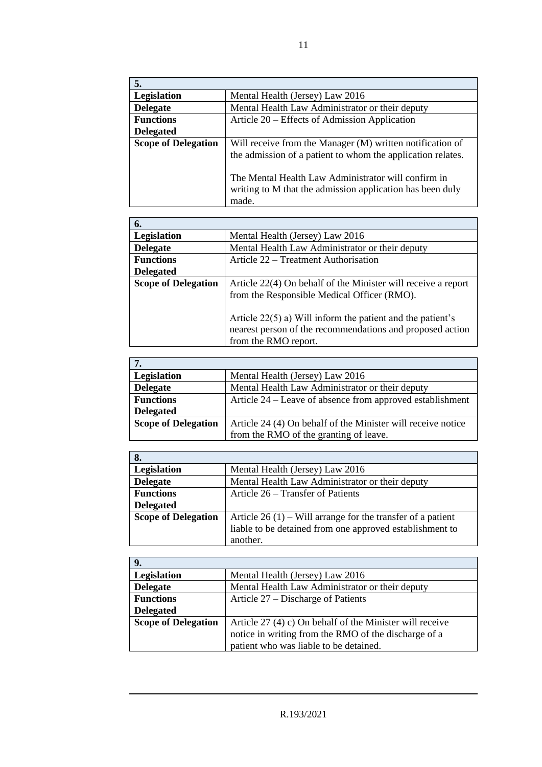| 5. | |
|---|---|
| **Legislation** | Mental Health (Jersey) Law 2016 |
| **Delegate** | Mental Health Law Administrator or their deputy |
| **Functions Delegated** | Article 20 – Effects of Admission Application |
| **Scope of Delegation** | Will receive from the Manager (M) written notification of the admission of a patient to whom the application relates.<br><br>The Mental Health Law Administrator will confirm in writing to M that the admission application has been duly made. |

| 6. | |
|---|---|
| **Legislation** | Mental Health (Jersey) Law 2016 |
| **Delegate** | Mental Health Law Administrator or their deputy |
| **Functions Delegated** | Article 22 – Treatment Authorisation |
| **Scope of Delegation** | Article 22(4) On behalf of the Minister will receive a report from the Responsible Medical Officer (RMO).<br><br>Article 22(5) a) Will inform the patient and the patient's nearest person of the recommendations and proposed action from the RMO report. |

| 7. | |
|---|---|
| **Legislation** | Mental Health (Jersey) Law 2016 |
| **Delegate** | Mental Health Law Administrator or their deputy |
| **Functions Delegated** | Article 24 – Leave of absence from approved establishment |
| **Scope of Delegation** | Article 24 (4) On behalf of the Minister will receive notice from the RMO of the granting of leave. |

| 8. | |
|---|---|
| **Legislation** | Mental Health (Jersey) Law 2016 |
| **Delegate** | Mental Health Law Administrator or their deputy |
| **Functions Delegated** | Article 26 – Transfer of Patients |
| **Scope of Delegation** | Article 26 (1) – Will arrange for the transfer of a patient liable to be detained from one approved establishment to another. |

| 9. | |
|---|---|
| **Legislation** | Mental Health (Jersey) Law 2016 |
| **Delegate** | Mental Health Law Administrator or their deputy |
| **Functions Delegated** | Article 27 – Discharge of Patients |
| **Scope of Delegation** | Article 27 (4) c) On behalf of the Minister will receive notice in writing from the RMO of the discharge of a patient who was liable to be detained. |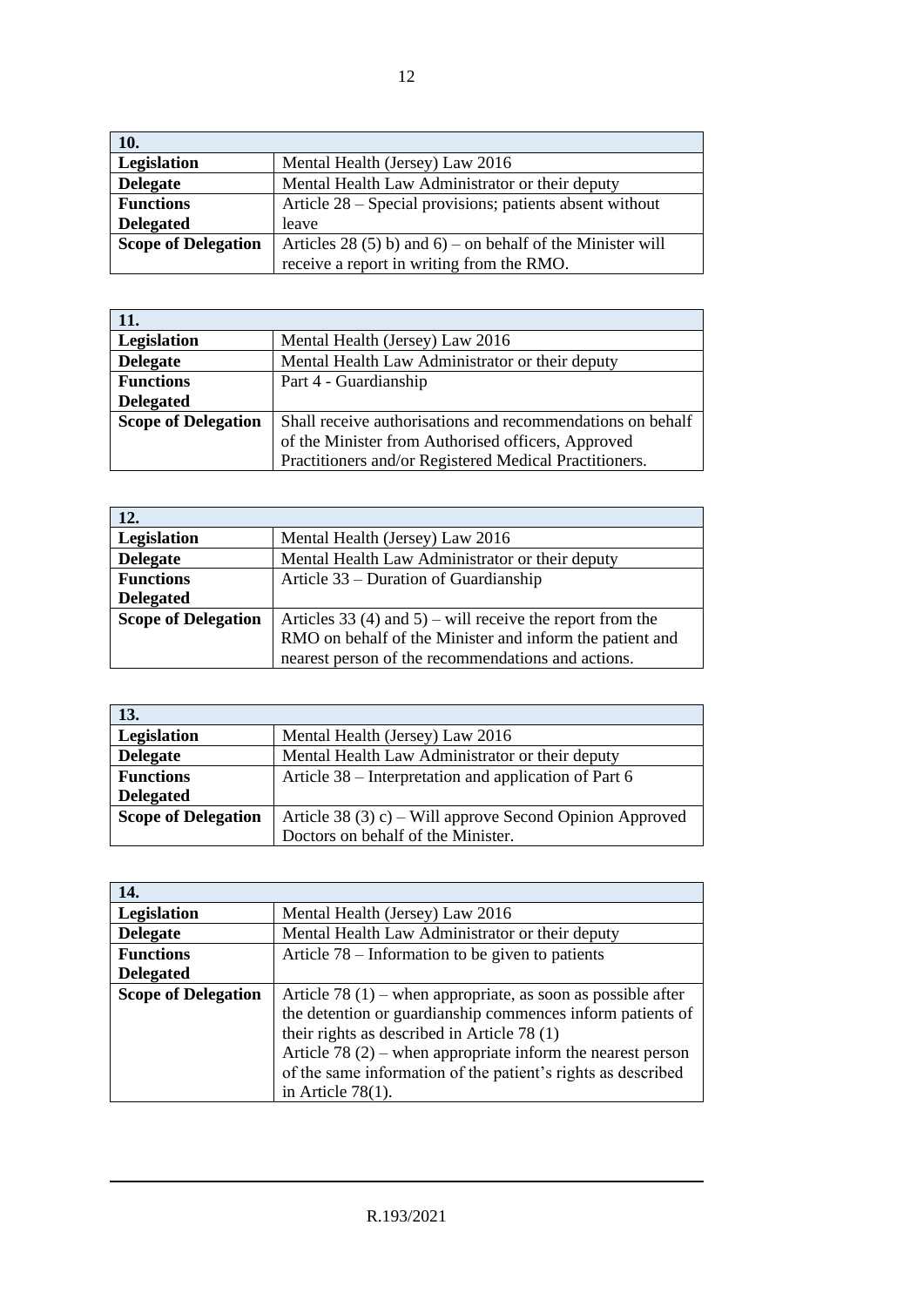| 10. | |
|---|---|
| **Legislation** | Mental Health (Jersey) Law 2016 |
| **Delegate** | Mental Health Law Administrator or their deputy |
| **Functions Delegated** | Article 28 – Special provisions; patients absent without leave |
| **Scope of Delegation** | Articles 28 (5) b) and 6) – on behalf of the Minister will receive a report in writing from the RMO. |

| 11. | |
|---|---|
| **Legislation** | Mental Health (Jersey) Law 2016 |
| **Delegate** | Mental Health Law Administrator or their deputy |
| **Functions Delegated** | Part 4 - Guardianship |
| **Scope of Delegation** | Shall receive authorisations and recommendations on behalf of the Minister from Authorised officers, Approved Practitioners and/or Registered Medical Practitioners. |

| 12. | |
|---|---|
| **Legislation** | Mental Health (Jersey) Law 2016 |
| **Delegate** | Mental Health Law Administrator or their deputy |
| **Functions Delegated** | Article 33 – Duration of Guardianship |
| **Scope of Delegation** | Articles 33 (4) and 5) – will receive the report from the RMO on behalf of the Minister and inform the patient and nearest person of the recommendations and actions. |

| 13. | |
|---|---|
| **Legislation** | Mental Health (Jersey) Law 2016 |
| **Delegate** | Mental Health Law Administrator or their deputy |
| **Functions Delegated** | Article 38 – Interpretation and application of Part 6 |
| **Scope of Delegation** | Article 38 (3) c) – Will approve Second Opinion Approved Doctors on behalf of the Minister. |

| 14. | |
|---|---|
| **Legislation** | Mental Health (Jersey) Law 2016 |
| **Delegate** | Mental Health Law Administrator or their deputy |
| **Functions Delegated** | Article 78 – Information to be given to patients |
| **Scope of Delegation** | Article 78 (1) – when appropriate, as soon as possible after the detention or guardianship commences inform patients of their rights as described in Article 78 (1)<br>Article 78 (2) – when appropriate inform the nearest person of the same information of the patient's rights as described in Article 78(1). |

R.193/2021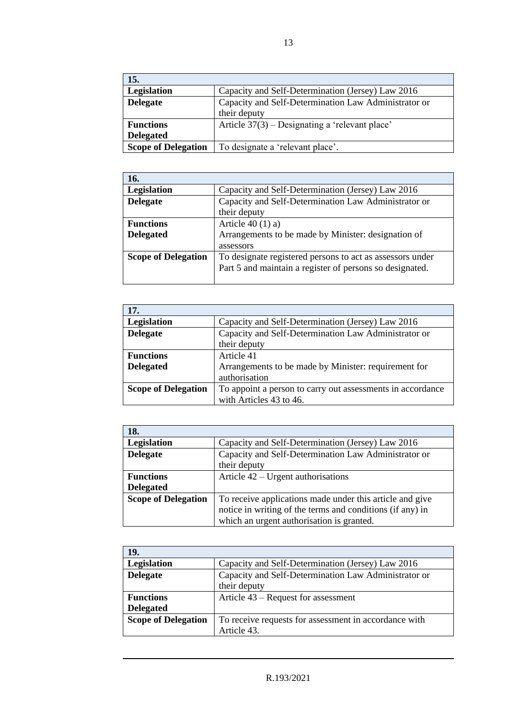| 15. | |
|---|---|
| **Legislation** | Capacity and Self-Determination (Jersey) Law 2016 |
| **Delegate** | Capacity and Self-Determination Law Administrator or their deputy |
| **Functions Delegated** | Article 37(3) – Designating a 'relevant place' |
| **Scope of Delegation** | To designate a 'relevant place'. |

| 16. | |
|---|---|
| **Legislation** | Capacity and Self-Determination (Jersey) Law 2016 |
| **Delegate** | Capacity and Self-Determination Law Administrator or their deputy |
| **Functions Delegated** | Article 40 (1) a) Arrangements to be made by Minister: designation of assessors |
| **Scope of Delegation** | To designate registered persons to act as assessors under Part 5 and maintain a register of persons so designated. |

| 17. | |
|---|---|
| **Legislation** | Capacity and Self-Determination (Jersey) Law 2016 |
| **Delegate** | Capacity and Self-Determination Law Administrator or their deputy |
| **Functions Delegated** | Article 41 Arrangements to be made by Minister: requirement for authorisation |
| **Scope of Delegation** | To appoint a person to carry out assessments in accordance with Articles 43 to 46. |

| 18. | |
|---|---|
| **Legislation** | Capacity and Self-Determination (Jersey) Law 2016 |
| **Delegate** | Capacity and Self-Determination Law Administrator or their deputy |
| **Functions Delegated** | Article 42 – Urgent authorisations |
| **Scope of Delegation** | To receive applications made under this article and give notice in writing of the terms and conditions (if any) in which an urgent authorisation is granted. |

| 19. | |
|---|---|
| **Legislation** | Capacity and Self-Determination (Jersey) Law 2016 |
| **Delegate** | Capacity and Self-Determination Law Administrator or their deputy |
| **Functions Delegated** | Article 43 – Request for assessment |
| **Scope of Delegation** | To receive requests for assessment in accordance with Article 43. |

R.193/2021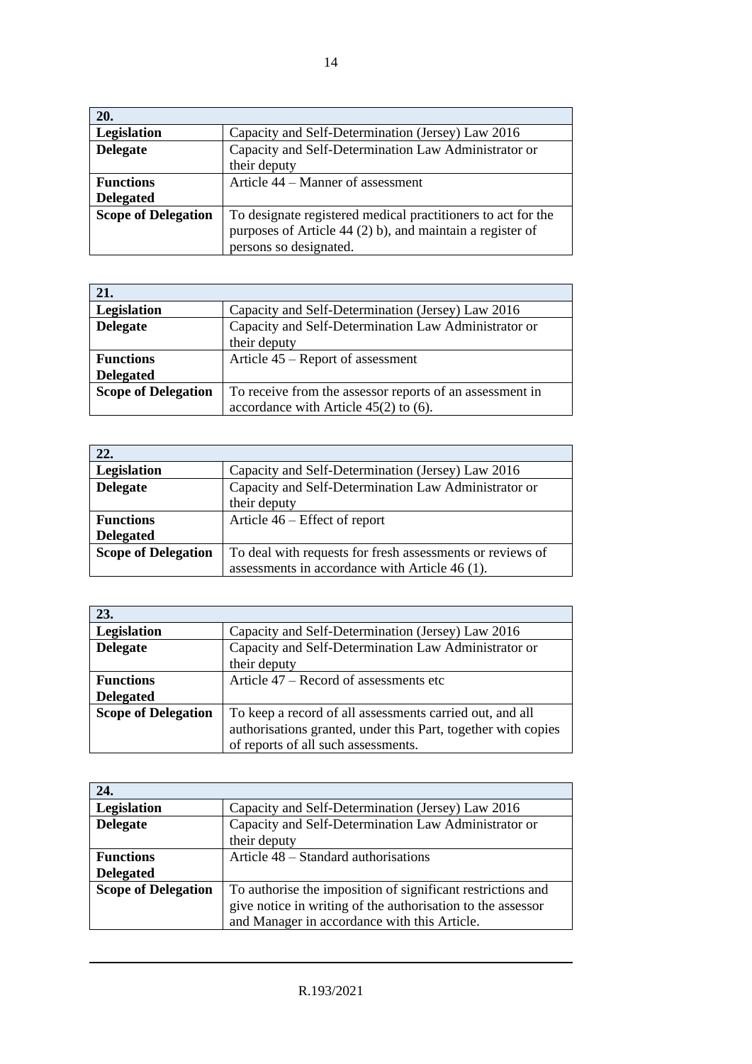| 20. | |
|---|---|
| **Legislation** | Capacity and Self-Determination (Jersey) Law 2016 |
| **Delegate** | Capacity and Self-Determination Law Administrator or their deputy |
| **Functions Delegated** | Article 44 – Manner of assessment |
| **Scope of Delegation** | To designate registered medical practitioners to act for the purposes of Article 44 (2) b), and maintain a register of persons so designated. |

| 21. | |
|---|---|
| **Legislation** | Capacity and Self-Determination (Jersey) Law 2016 |
| **Delegate** | Capacity and Self-Determination Law Administrator or their deputy |
| **Functions Delegated** | Article 45 – Report of assessment |
| **Scope of Delegation** | To receive from the assessor reports of an assessment in accordance with Article 45(2) to (6). |

| 22. | |
|---|---|
| **Legislation** | Capacity and Self-Determination (Jersey) Law 2016 |
| **Delegate** | Capacity and Self-Determination Law Administrator or their deputy |
| **Functions Delegated** | Article 46 – Effect of report |
| **Scope of Delegation** | To deal with requests for fresh assessments or reviews of assessments in accordance with Article 46 (1). |

| 23. | |
|---|---|
| **Legislation** | Capacity and Self-Determination (Jersey) Law 2016 |
| **Delegate** | Capacity and Self-Determination Law Administrator or their deputy |
| **Functions Delegated** | Article 47 – Record of assessments etc |
| **Scope of Delegation** | To keep a record of all assessments carried out, and all authorisations granted, under this Part, together with copies of reports of all such assessments. |

| 24. | |
|---|---|
| **Legislation** | Capacity and Self-Determination (Jersey) Law 2016 |
| **Delegate** | Capacity and Self-Determination Law Administrator or their deputy |
| **Functions Delegated** | Article 48 – Standard authorisations |
| **Scope of Delegation** | To authorise the imposition of significant restrictions and give notice in writing of the authorisation to the assessor and Manager in accordance with this Article. |

R.193/2021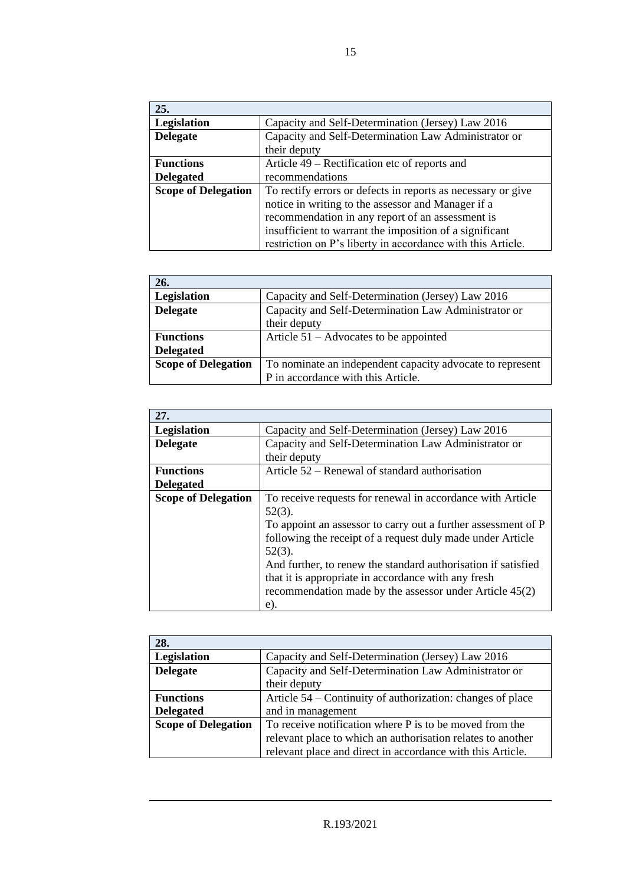| 25. | |
|---|---|
| **Legislation** | Capacity and Self-Determination (Jersey) Law 2016 |
| **Delegate** | Capacity and Self-Determination Law Administrator or their deputy |
| **Functions Delegated** | Article 49 – Rectification etc of reports and recommendations |
| **Scope of Delegation** | To rectify errors or defects in reports as necessary or give notice in writing to the assessor and Manager if a recommendation in any report of an assessment is insufficient to warrant the imposition of a significant restriction on P's liberty in accordance with this Article. |

| 26. | |
|---|---|
| **Legislation** | Capacity and Self-Determination (Jersey) Law 2016 |
| **Delegate** | Capacity and Self-Determination Law Administrator or their deputy |
| **Functions Delegated** | Article 51 – Advocates to be appointed |
| **Scope of Delegation** | To nominate an independent capacity advocate to represent P in accordance with this Article. |

| 27. | |
|---|---|
| **Legislation** | Capacity and Self-Determination (Jersey) Law 2016 |
| **Delegate** | Capacity and Self-Determination Law Administrator or their deputy |
| **Functions Delegated** | Article 52 – Renewal of standard authorisation |
| **Scope of Delegation** | To receive requests for renewal in accordance with Article 52(3).<br>To appoint an assessor to carry out a further assessment of P following the receipt of a request duly made under Article 52(3).<br>And further, to renew the standard authorisation if satisfied that it is appropriate in accordance with any fresh recommendation made by the assessor under Article 45(2) e). |

| 28. | |
|---|---|
| **Legislation** | Capacity and Self-Determination (Jersey) Law 2016 |
| **Delegate** | Capacity and Self-Determination Law Administrator or their deputy |
| **Functions Delegated** | Article 54 – Continuity of authorization: changes of place and in management |
| **Scope of Delegation** | To receive notification where P is to be moved from the relevant place to which an authorisation relates to another relevant place and direct in accordance with this Article. |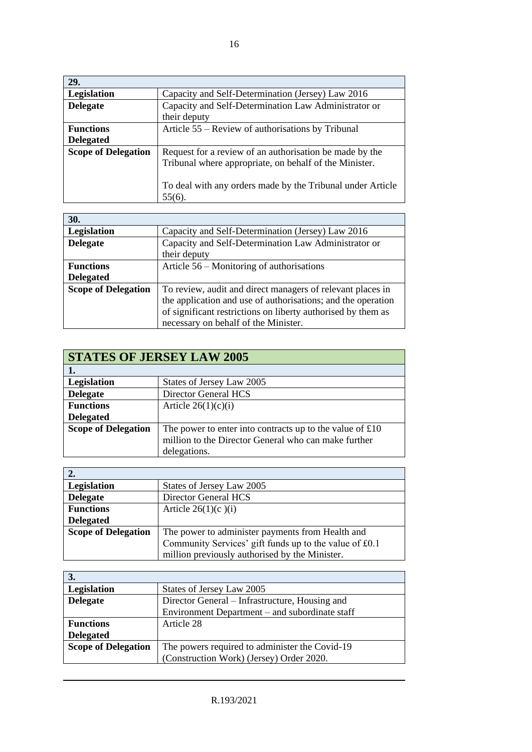| 29. | |
|---|---|
| **Legislation** | Capacity and Self-Determination (Jersey) Law 2016 |
| **Delegate** | Capacity and Self-Determination Law Administrator or their deputy |
| **Functions Delegated** | Article 55 – Review of authorisations by Tribunal |
| **Scope of Delegation** | Request for a review of an authorisation be made by the Tribunal where appropriate, on behalf of the Minister.<br><br>To deal with any orders made by the Tribunal under Article 55(6). |

| 30. | |
|---|---|
| **Legislation** | Capacity and Self-Determination (Jersey) Law 2016 |
| **Delegate** | Capacity and Self-Determination Law Administrator or their deputy |
| **Functions Delegated** | Article 56 – Monitoring of authorisations |
| **Scope of Delegation** | To review, audit and direct managers of relevant places in the application and use of authorisations; and the operation of significant restrictions on liberty authorised by them as necessary on behalf of the Minister. |

## STATES OF JERSEY LAW 2005

| 1. | |
|---|---|
| **Legislation** | States of Jersey Law 2005 |
| **Delegate** | Director General HCS |
| **Functions Delegated** | Article 26(1)(c)(i) |
| **Scope of Delegation** | The power to enter into contracts up to the value of £10 million to the Director General who can make further delegations. |

| 2. | |
|---|---|
| **Legislation** | States of Jersey Law 2005 |
| **Delegate** | Director General HCS |
| **Functions Delegated** | Article 26(1)(c )(i) |
| **Scope of Delegation** | The power to administer payments from Health and Community Services' gift funds up to the value of £0.1 million previously authorised by the Minister. |

| 3. | |
|---|---|
| **Legislation** | States of Jersey Law 2005 |
| **Delegate** | Director General – Infrastructure, Housing and Environment Department – and subordinate staff |
| **Functions Delegated** | Article 28 |
| **Scope of Delegation** | The powers required to administer the Covid-19 (Construction Work) (Jersey) Order 2020. |

R.193/2021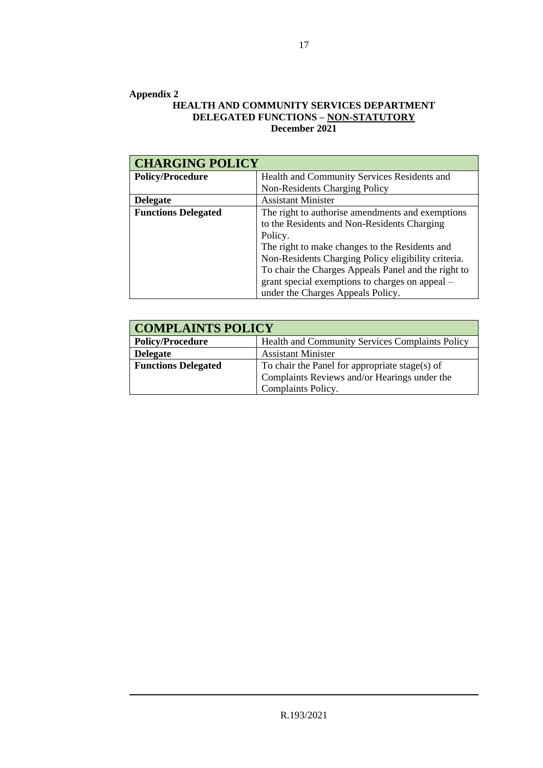**Appendix 2**

**HEALTH AND COMMUNITY SERVICES DEPARTMENT**
**DELEGATED FUNCTIONS – NON-STATUTORY**
**December 2021**

| **CHARGING POLICY** | |
|---|---|
| **Policy/Procedure** | Health and Community Services Residents and Non-Residents Charging Policy |
| **Delegate** | Assistant Minister |
| **Functions Delegated** | The right to authorise amendments and exemptions to the Residents and Non-Residents Charging Policy. The right to make changes to the Residents and Non-Residents Charging Policy eligibility criteria. To chair the Charges Appeals Panel and the right to grant special exemptions to charges on appeal – under the Charges Appeals Policy. |

| **COMPLAINTS POLICY** | |
|---|---|
| **Policy/Procedure** | Health and Community Services Complaints Policy |
| **Delegate** | Assistant Minister |
| **Functions Delegated** | To chair the Panel for appropriate stage(s) of Complaints Reviews and/or Hearings under the Complaints Policy. |

R.193/2021